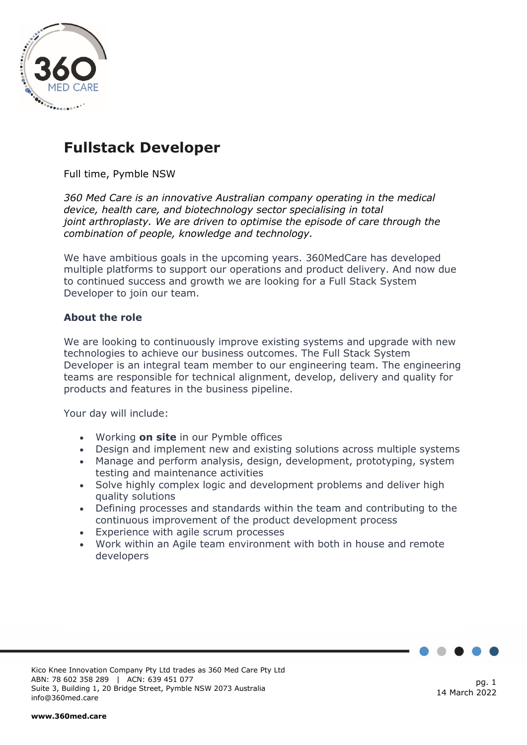# Fullstack Developer

Full time, Pymble NSW

*360 Med Care is an innovative Australian company operating in the medical device, health care, and biotechnology sector specialising in total joint arthroplasty. We are driven to optimise the episode of care through the combination of people, knowledge and technology.*

We have ambitious goals in the upcoming years. 360MedCare has developed multiple platforms to support our operations and product delivery. And now due to continued success and growth we are looking for a Full Stack System Developer to join our team.

## About the role

We are looking to continuously improve existing systems and upgrade with new technologies to achieve our business outcomes. The Full Stack System Developer is an integral team member to our engineering team. The engineering teams are responsible for technical alignment, develop, delivery and quality for products and features in the business pipeline.

Your day will include:

- Working **on site** in our Pymble offices
- Design and implement new and existing solutions across multiple systems
- Manage and perform analysis, design, development, prototyping, system testing and maintenance activities
- Solve highly complex logic and development problems and deliver high quality solutions
- Defining processes and standards within the team and contributing to the continuous improvement of the product development process
- Experience with agile scrum processes
- Work within an Agile team environment with both in house and remote developers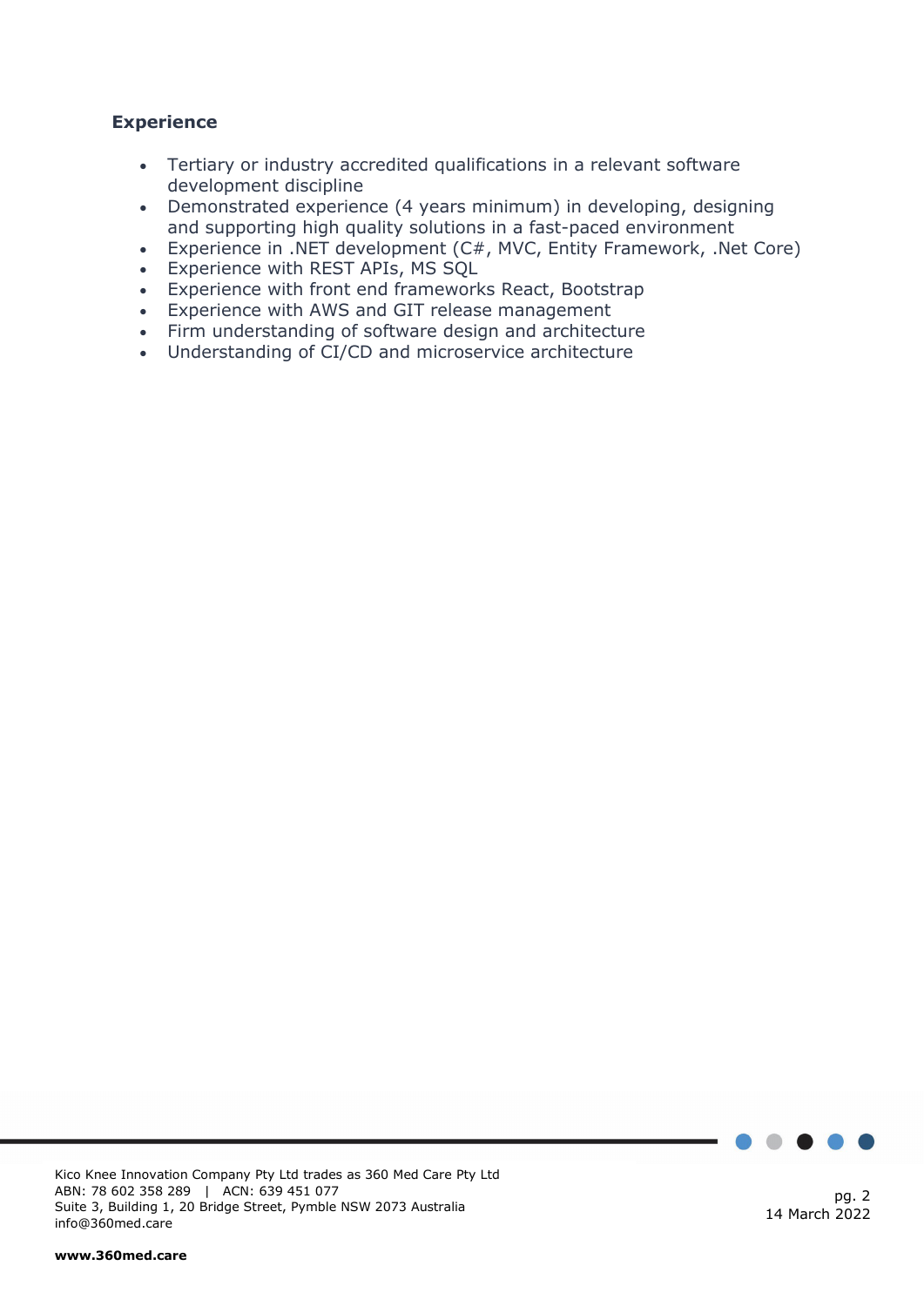**Experience**

- Tertiary or industry accredited qualifications in a relevant software development discipline
- Demonstrated experience (4 years minimum) in developing, designing and supporting high quality solutions in a fast-paced environment
- Experience in .NET development (C#, MVC, Entity Framework, .Net Core)
- Experience with REST APIs, MS SQL
- Experience with front end frameworks React, Bootstrap
- Experience with AWS and GIT release management
- Firm understanding of software design and architecture
- Understanding of CI/CD and microservice architecture